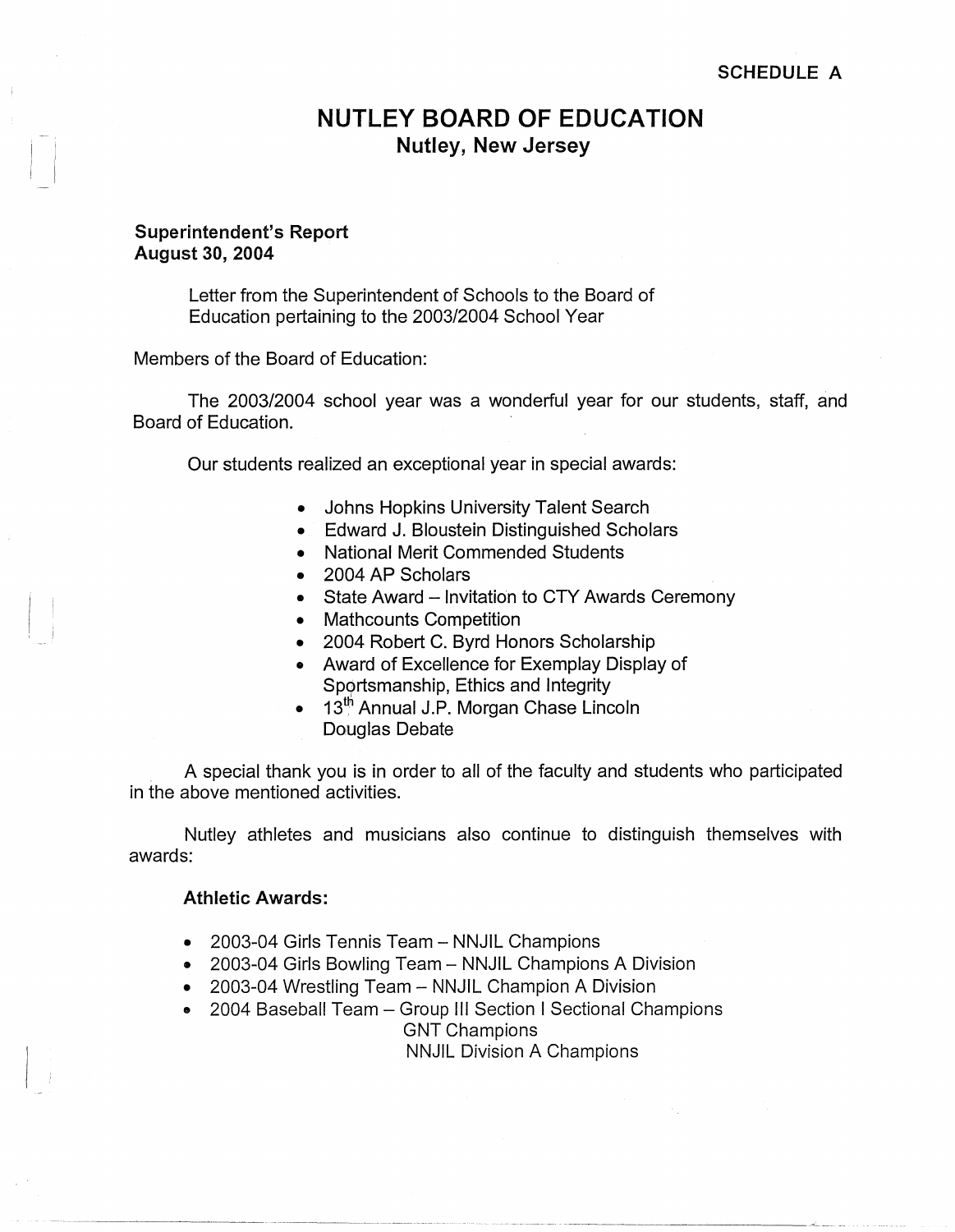SCHEDULE A

# NUTLEY BOARD OF EDUCATION
## Nutley, New Jersey

**Superintendent's Report**
**August 30, 2004**

Letter from the Superintendent of Schools to the Board of Education pertaining to the 2003/2004 School Year

Members of the Board of Education:

The 2003/2004 school year was a wonderful year for our students, staff, and Board of Education.

Our students realized an exceptional year in special awards:

- Johns Hopkins University Talent Search
- Edward J. Bloustein Distinguished Scholars
- National Merit Commended Students
- 2004 AP Scholars
- State Award – Invitation to CTY Awards Ceremony
- Mathcounts Competition
- 2004 Robert C. Byrd Honors Scholarship
- Award of Excellence for Exemplay Display of Sportsmanship, Ethics and Integrity
- 13th Annual J.P. Morgan Chase Lincoln Douglas Debate

A special thank you is in order to all of the faculty and students who participated in the above mentioned activities.

Nutley athletes and musicians also continue to distinguish themselves with awards:

**Athletic Awards:**

- 2003-04 Girls Tennis Team – NNJIL Champions
- 2003-04 Girls Bowling Team – NNJIL Champions A Division
- 2003-04 Wrestling Team – NNJIL Champion A Division
- 2004 Baseball Team – Group III Section I Sectional Champions
  GNT Champions
  NNJIL Division A Champions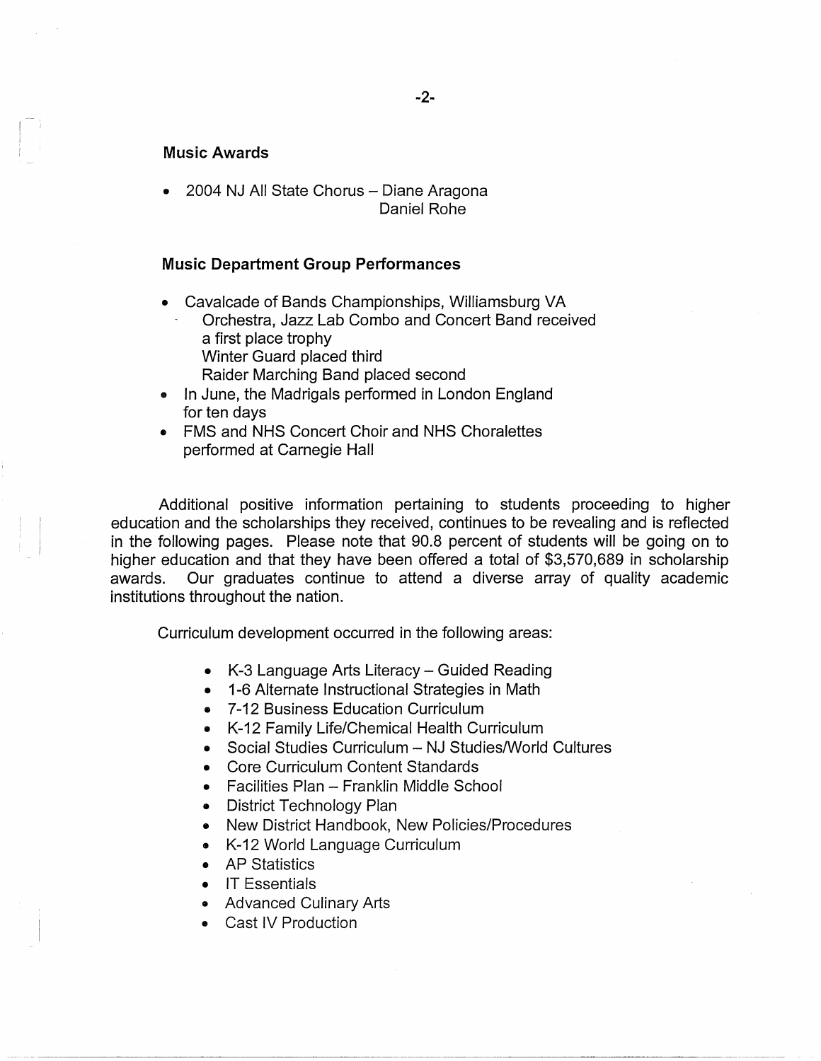### Music Awards

- 2004 NJ All State Chorus – Diane Aragona
  Daniel Rohe

### Music Department Group Performances

- Cavalcade of Bands Championships, Williamsburg VA
  - Orchestra, Jazz Lab Combo and Concert Band received a first place trophy
  - Winter Guard placed third
  - Raider Marching Band placed second
- In June, the Madrigals performed in London England for ten days
- FMS and NHS Concert Choir and NHS Choralettes performed at Carnegie Hall

Additional positive information pertaining to students proceeding to higher education and the scholarships they received, continues to be revealing and is reflected in the following pages. Please note that 90.8 percent of students will be going on to higher education and that they have been offered a total of $3,570,689 in scholarship awards. Our graduates continue to attend a diverse array of quality academic institutions throughout the nation.

Curriculum development occurred in the following areas:

- K-3 Language Arts Literacy – Guided Reading
- 1-6 Alternate Instructional Strategies in Math
- 7-12 Business Education Curriculum
- K-12 Family Life/Chemical Health Curriculum
- Social Studies Curriculum – NJ Studies/World Cultures
- Core Curriculum Content Standards
- Facilities Plan – Franklin Middle School
- District Technology Plan
- New District Handbook, New Policies/Procedures
- K-12 World Language Curriculum
- AP Statistics
- IT Essentials
- Advanced Culinary Arts
- Cast IV Production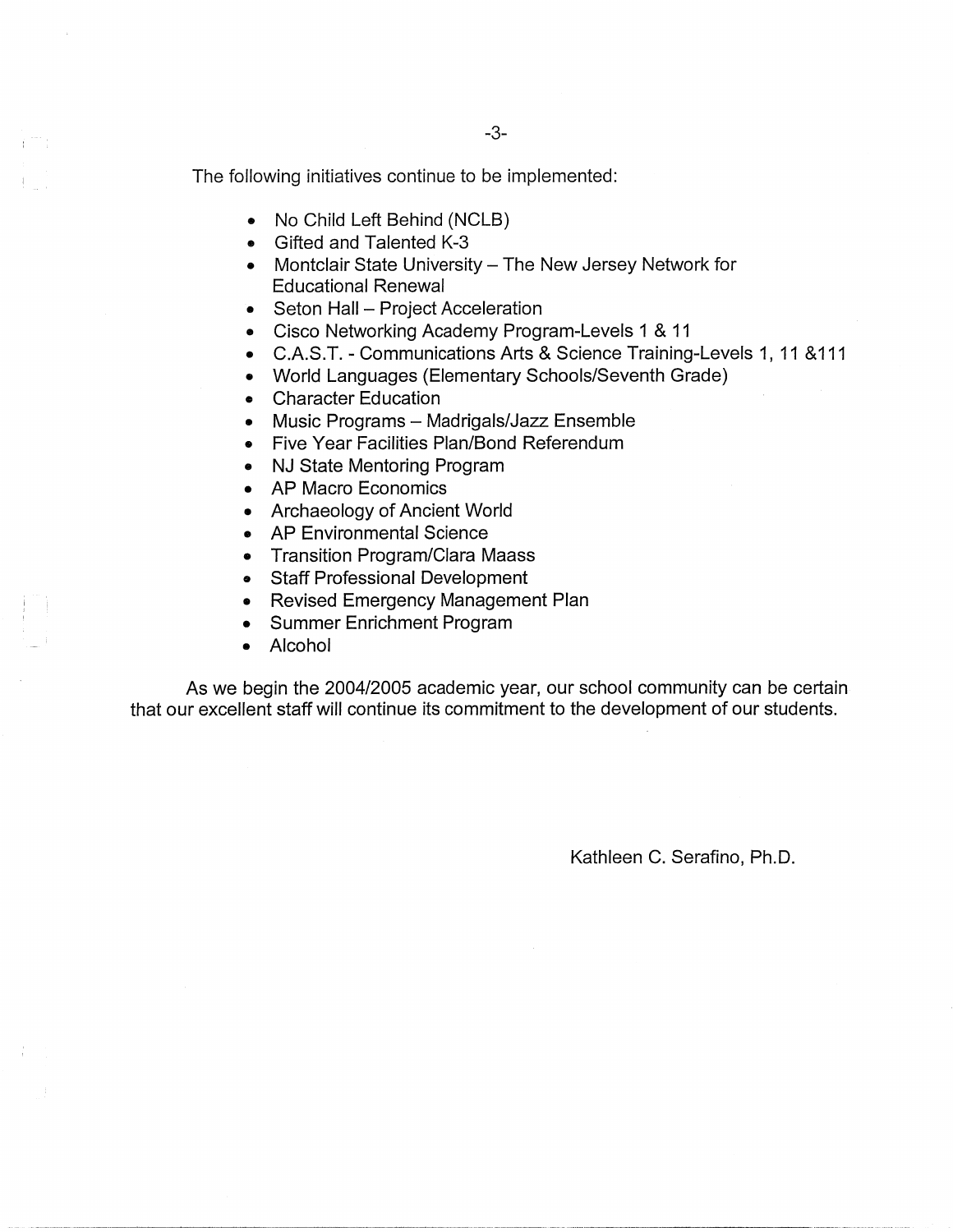The following initiatives continue to be implemented:

- No Child Left Behind (NCLB)
- Gifted and Talented K-3
- Montclair State University – The New Jersey Network for Educational Renewal
- Seton Hall – Project Acceleration
- Cisco Networking Academy Program-Levels 1 & 11
- C.A.S.T. - Communications Arts & Science Training-Levels 1, 11 &111
- World Languages (Elementary Schools/Seventh Grade)
- Character Education
- Music Programs – Madrigals/Jazz Ensemble
- Five Year Facilities Plan/Bond Referendum
- NJ State Mentoring Program
- AP Macro Economics
- Archaeology of Ancient World
- AP Environmental Science
- Transition Program/Clara Maass
- Staff Professional Development
- Revised Emergency Management Plan
- Summer Enrichment Program
- Alcohol

As we begin the 2004/2005 academic year, our school community can be certain that our excellent staff will continue its commitment to the development of our students.

Kathleen C. Serafino, Ph.D.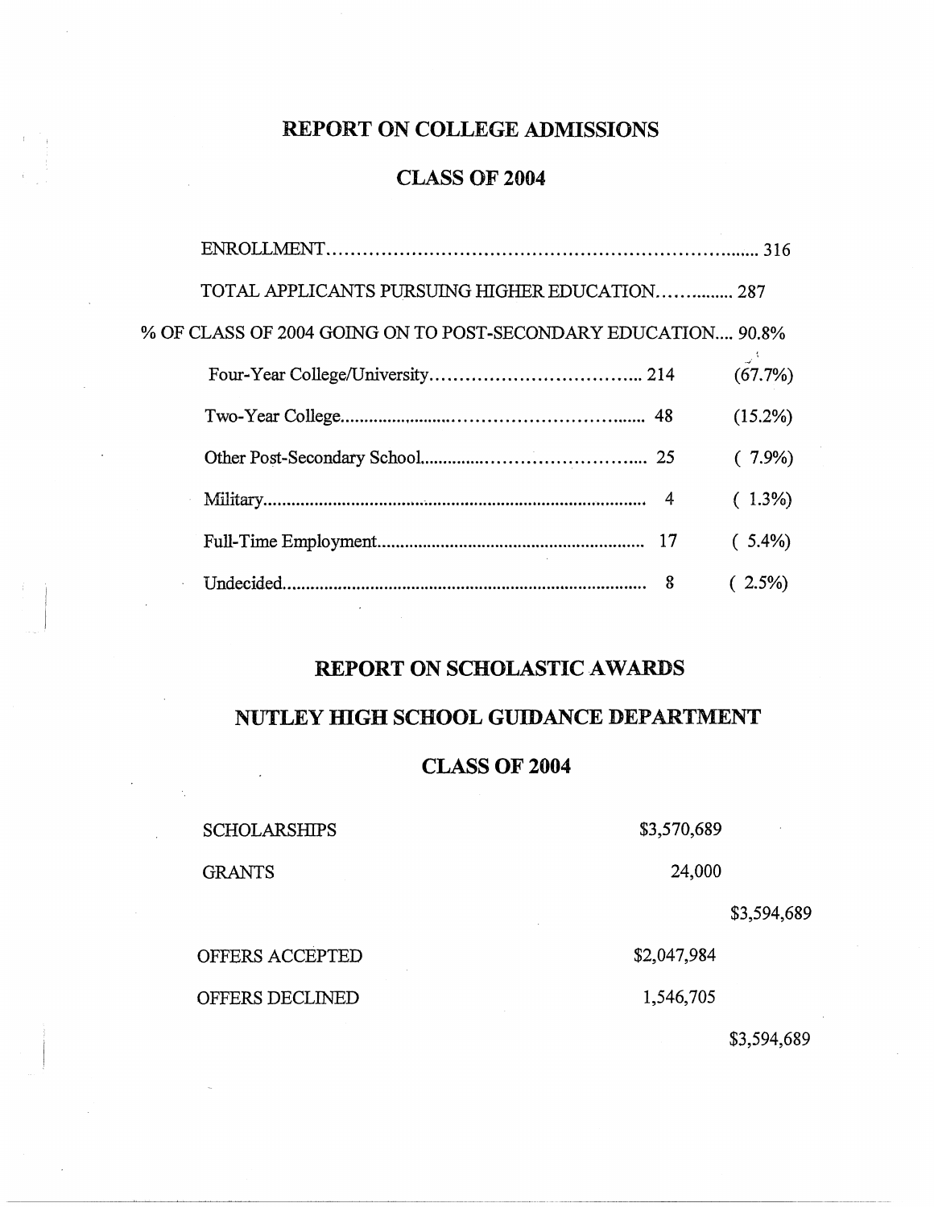# REPORT ON COLLEGE ADMISSIONS

## CLASS OF 2004

ENROLLMENT........................................................................ 316

TOTAL APPLICANTS PURSUING HIGHER EDUCATION.............. 287

% OF CLASS OF 2004 GOING ON TO POST-SECONDARY EDUCATION.... 90.8%

| | | |
|---|---|---|
| Four-Year College/University | 214 | (67.7%) |
| Two-Year College | 48 | (15.2%) |
| Other Post-Secondary School | 25 | ( 7.9%) |
| Military | 4 | ( 1.3%) |
| Full-Time Employment | 17 | ( 5.4%) |
| Undecided | 8 | ( 2.5%) |

# REPORT ON SCHOLASTIC AWARDS

## NUTLEY HIGH SCHOOL GUIDANCE DEPARTMENT

## CLASS OF 2004

| | | |
|---|---|---|
| SCHOLARSHIPS | $3,570,689 | |
| GRANTS | 24,000 | |
| | | $3,594,689 |
| OFFERS ACCEPTED | $2,047,984 | |
| OFFERS DECLINED | 1,546,705 | |
| | | $3,594,689 |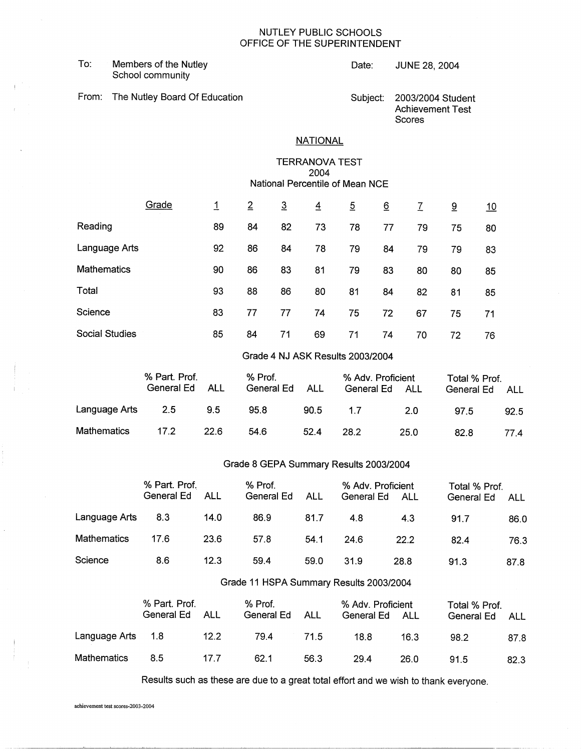NUTLEY PUBLIC SCHOOLS
OFFICE OF THE SUPERINTENDENT

To: Members of the Nutley School community

Date: JUNE 28, 2004

From: The Nutley Board Of Education

Subject: 2003/2004 Student Achievement Test Scores

## NATIONAL

### TERRANOVA TEST
2004
National Percentile of Mean NCE

| Grade | 1 | 2 | 3 | 4 | 5 | 6 | 7 | 9 | 10 |
|---|---|---|---|---|---|---|---|---|---|
| Reading | 89 | 84 | 82 | 73 | 78 | 77 | 79 | 75 | 80 |
| Language Arts | 92 | 86 | 84 | 78 | 79 | 84 | 79 | 79 | 83 |
| Mathematics | 90 | 86 | 83 | 81 | 79 | 83 | 80 | 80 | 85 |
| Total | 93 | 88 | 86 | 80 | 81 | 84 | 82 | 81 | 85 |
| Science | 83 | 77 | 77 | 74 | 75 | 72 | 67 | 75 | 71 |
| Social Studies | 85 | 84 | 71 | 69 | 71 | 74 | 70 | 72 | 76 |

### Grade 4 NJ ASK Results 2003/2004

| | % Part. Prof. General Ed | ALL | % Prof. General Ed | ALL | % Adv. Proficient General Ed | ALL | Total % Prof. General Ed | ALL |
|---|---|---|---|---|---|---|---|---|
| Language Arts | 2.5 | 9.5 | 95.8 | 90.5 | 1.7 | 2.0 | 97.5 | 92.5 |
| Mathematics | 17.2 | 22.6 | 54.6 | 52.4 | 28.2 | 25.0 | 82.8 | 77.4 |

### Grade 8 GEPA Summary Results 2003/2004

| | % Part. Prof. General Ed | ALL | % Prof. General Ed | ALL | % Adv. Proficient General Ed | ALL | Total % Prof. General Ed | ALL |
|---|---|---|---|---|---|---|---|---|
| Language Arts | 8.3 | 14.0 | 86.9 | 81.7 | 4.8 | 4.3 | 91.7 | 86.0 |
| Mathematics | 17.6 | 23.6 | 57.8 | 54.1 | 24.6 | 22.2 | 82.4 | 76.3 |
| Science | 8.6 | 12.3 | 59.4 | 59.0 | 31.9 | 28.8 | 91.3 | 87.8 |

### Grade 11 HSPA Summary Results 2003/2004

| | % Part. Prof. General Ed | ALL | % Prof. General Ed | ALL | % Adv. Proficient General Ed | ALL | Total % Prof. General Ed | ALL |
|---|---|---|---|---|---|---|---|---|
| Language Arts | 1.8 | 12.2 | 79.4 | 71.5 | 18.8 | 16.3 | 98.2 | 87.8 |
| Mathematics | 8.5 | 17.7 | 62.1 | 56.3 | 29.4 | 26.0 | 91.5 | 82.3 |

Results such as these are due to a great total effort and we wish to thank everyone.

achievement test scores-2003-2004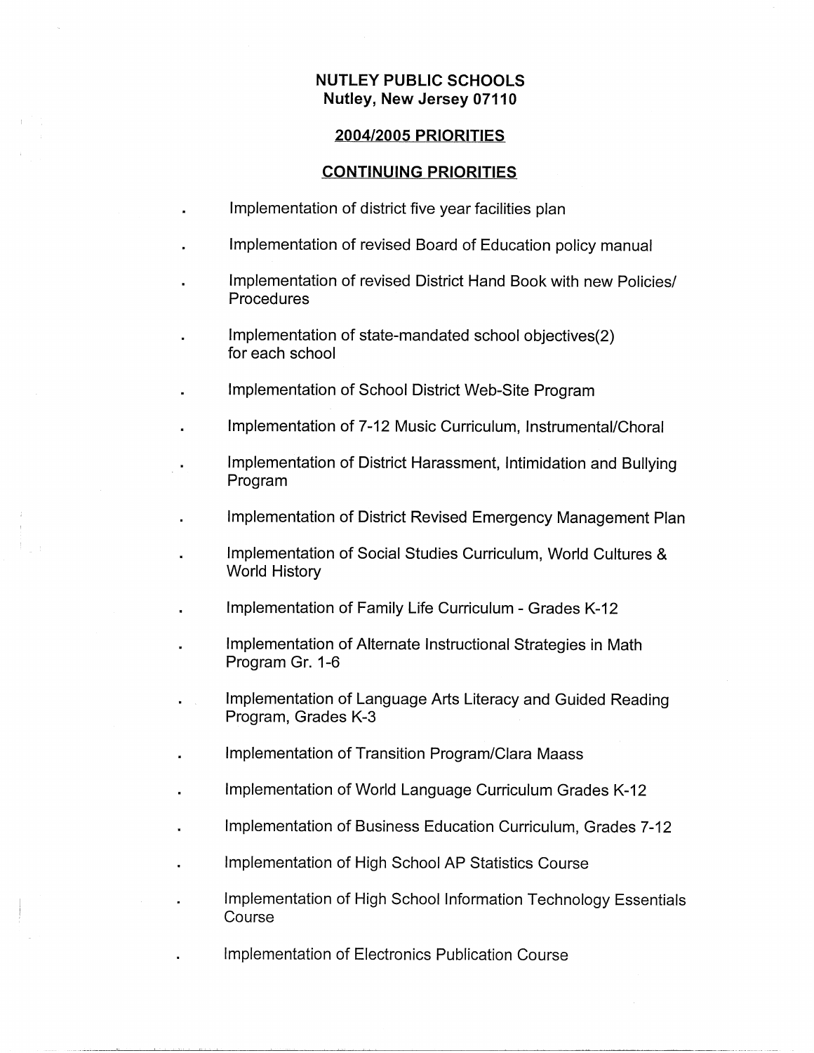**NUTLEY PUBLIC SCHOOLS**
**Nutley, New Jersey 07110**

## 2004/2005 PRIORITIES

## CONTINUING PRIORITIES

- Implementation of district five year facilities plan
- Implementation of revised Board of Education policy manual
- Implementation of revised District Hand Book with new Policies/ Procedures
- Implementation of state-mandated school objectives(2) for each school
- Implementation of School District Web-Site Program
- Implementation of 7-12 Music Curriculum, Instrumental/Choral
- Implementation of District Harassment, Intimidation and Bullying Program
- Implementation of District Revised Emergency Management Plan
- Implementation of Social Studies Curriculum, World Cultures & World History
- Implementation of Family Life Curriculum - Grades K-12
- Implementation of Alternate Instructional Strategies in Math Program Gr. 1-6
- Implementation of Language Arts Literacy and Guided Reading Program, Grades K-3
- Implementation of Transition Program/Clara Maass
- Implementation of World Language Curriculum Grades K-12
- Implementation of Business Education Curriculum, Grades 7-12
- Implementation of High School AP Statistics Course
- Implementation of High School Information Technology Essentials Course
- Implementation of Electronics Publication Course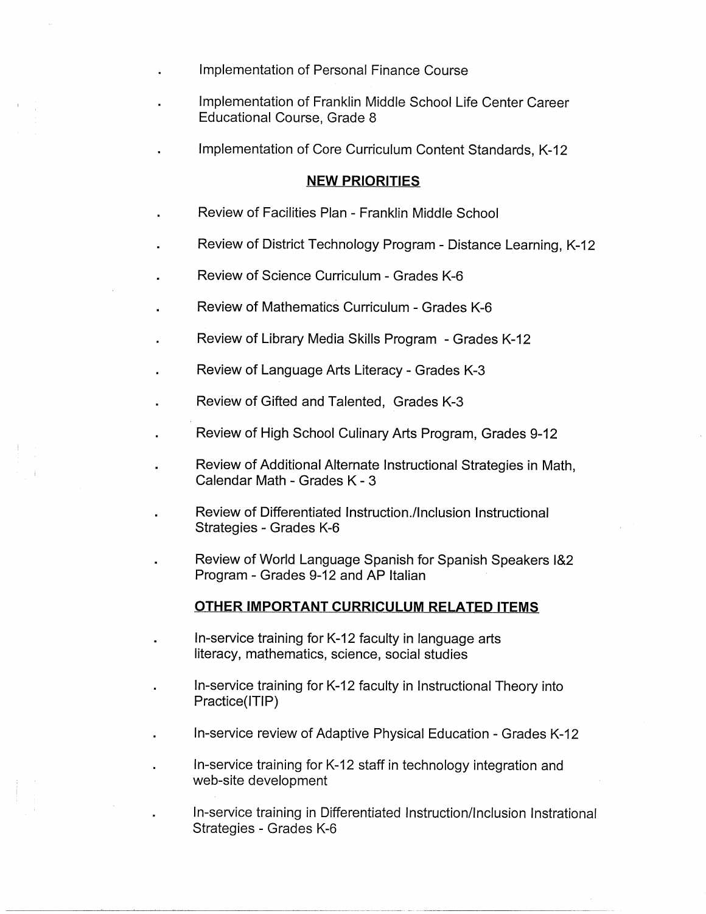- Implementation of Personal Finance Course
- Implementation of Franklin Middle School Life Center Career Educational Course, Grade 8
- Implementation of Core Curriculum Content Standards, K-12

## NEW PRIORITIES

- Review of Facilities Plan - Franklin Middle School
- Review of District Technology Program - Distance Learning, K-12
- Review of Science Curriculum - Grades K-6
- Review of Mathematics Curriculum - Grades K-6
- Review of Library Media Skills Program - Grades K-12
- Review of Language Arts Literacy - Grades K-3
- Review of Gifted and Talented, Grades K-3
- Review of High School Culinary Arts Program, Grades 9-12
- Review of Additional Alternate Instructional Strategies in Math, Calendar Math - Grades K - 3
- Review of Differentiated Instruction./Inclusion Instructional Strategies - Grades K-6
- Review of World Language Spanish for Spanish Speakers I&2 Program - Grades 9-12 and AP Italian

## OTHER IMPORTANT CURRICULUM RELATED ITEMS

- In-service training for K-12 faculty in language arts literacy, mathematics, science, social studies
- In-service training for K-12 faculty in Instructional Theory into Practice(ITIP)
- In-service review of Adaptive Physical Education - Grades K-12
- In-service training for K-12 staff in technology integration and web-site development
- In-service training in Differentiated Instruction/Inclusion Instrational Strategies - Grades K-6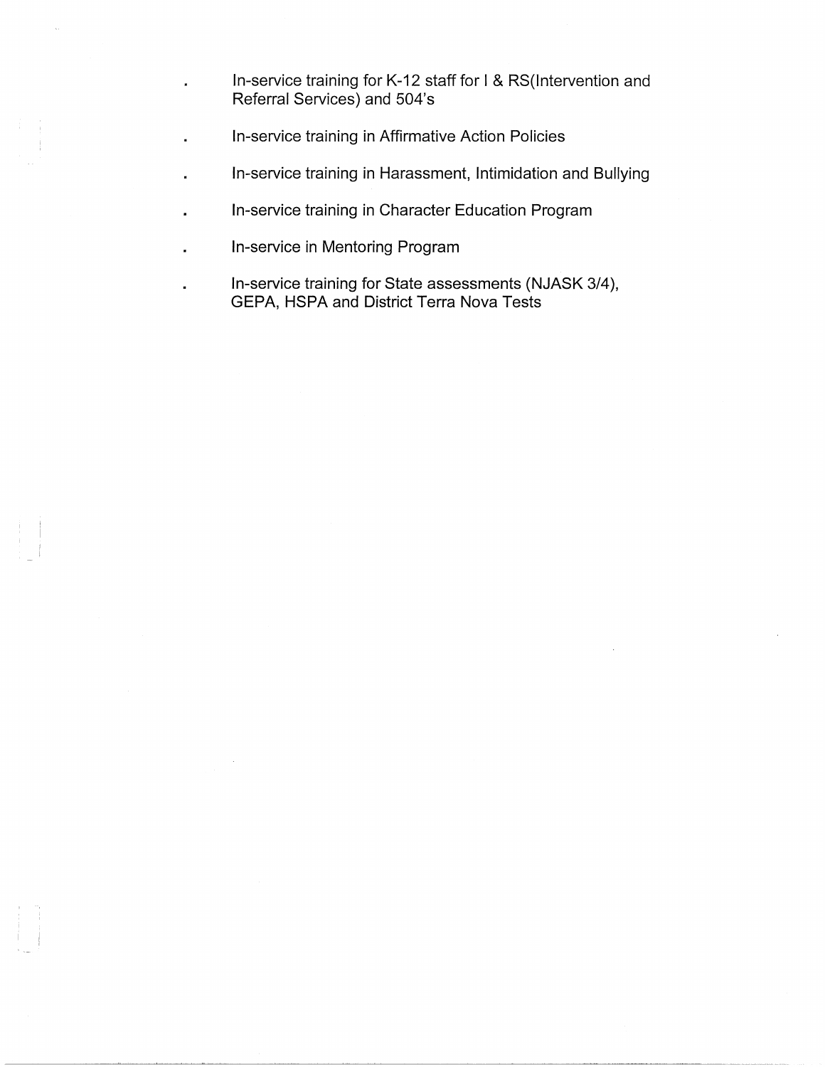- In-service training for K-12 staff for I & RS(Intervention and Referral Services) and 504's
- In-service training in Affirmative Action Policies
- In-service training in Harassment, Intimidation and Bullying
- In-service training in Character Education Program
- In-service in Mentoring Program
- In-service training for State assessments (NJASK 3/4), GEPA, HSPA and District Terra Nova Tests